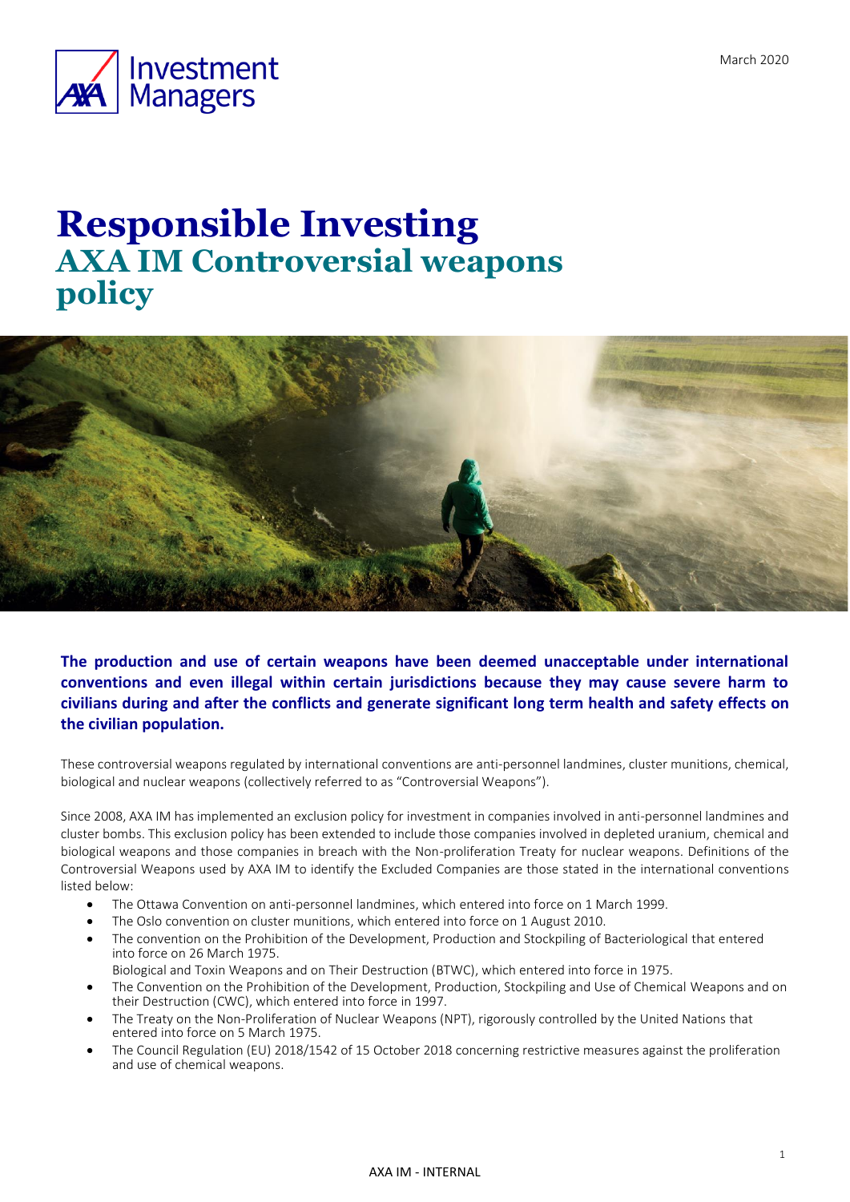# Responsible Investing

## AXA IM Controversial weapons policy

**The production and use of certain weapons have been deemed unacceptable under international conventions and even illegal within certain jurisdictions because they may cause severe harm to civilians during and after the conflicts and generate significant long term health and safety effects on the civilian population.**

These controversial weapons regulated by international conventions are anti-personnel landmines, cluster munitions, chemical, biological and nuclear weapons (collectively referred to as "Controversial Weapons").

Since 2008, AXA IM has implemented an exclusion policy for investment in companies involved in anti-personnel landmines and cluster bombs. This exclusion policy has been extended to include those companies involved in depleted uranium, chemical and biological weapons and those companies in breach with the Non-proliferation Treaty for nuclear weapons. Definitions of the Controversial Weapons used by AXA IM to identify the Excluded Companies are those stated in the international conventions listed below:

- The Ottawa Convention on anti-personnel landmines, which entered into force on 1 March 1999.
- The Oslo convention on cluster munitions, which entered into force on 1 August 2010.
- The convention on the Prohibition of the Development, Production and Stockpiling of Bacteriological that entered into force on 26 March 1975.

  Biological and Toxin Weapons and on Their Destruction (BTWC), which entered into force in 1975.
- The Convention on the Prohibition of the Development, Production, Stockpiling and Use of Chemical Weapons and on their Destruction (CWC), which entered into force in 1997.
- The Treaty on the Non-Proliferation of Nuclear Weapons (NPT), rigorously controlled by the United Nations that entered into force on 5 March 1975.
- The Council Regulation (EU) 2018/1542 of 15 October 2018 concerning restrictive measures against the proliferation and use of chemical weapons.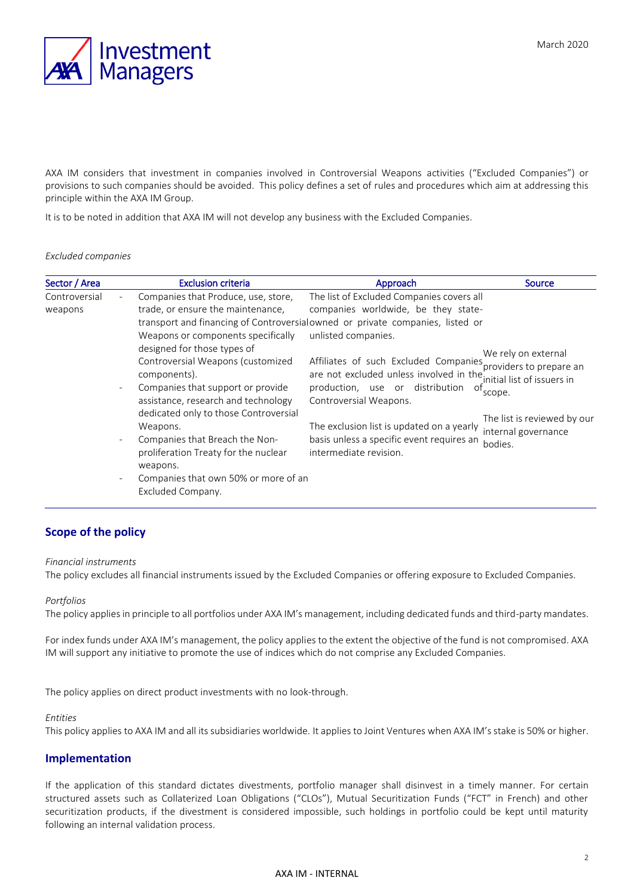March 2020

AXA IM considers that investment in companies involved in Controversial Weapons activities ("Excluded Companies") or provisions to such companies should be avoided. This policy defines a set of rules and procedures which aim at addressing this principle within the AXA IM Group.

It is to be noted in addition that AXA IM will not develop any business with the Excluded Companies.

*Excluded companies*

| Sector / Area | Exclusion criteria | Approach | Source |
|---|---|---|---|
| Controversial weapons | - Companies that Produce, use, store, trade, or ensure the maintenance, transport and financing of Controversial Weapons or components specifically designed for those types of Controversial Weapons (customized components).<br>- Companies that support or provide assistance, research and technology dedicated only to those Controversial Weapons.<br>- Companies that Breach the Non-proliferation Treaty for the nuclear weapons.<br>- Companies that own 50% or more of an Excluded Company. | The list of Excluded Companies covers all companies worldwide, be they state-owned or private companies, listed or unlisted companies.<br><br>Affiliates of such Excluded Companies are not excluded unless involved in the production, use or distribution of Controversial Weapons.<br><br>The exclusion list is updated on a yearly basis unless a specific event requires an intermediate revision. | We rely on external providers to prepare an initial list of issuers in scope.<br><br>The list is reviewed by our internal governance bodies. |

## Scope of the policy

*Financial instruments*

The policy excludes all financial instruments issued by the Excluded Companies or offering exposure to Excluded Companies.

*Portfolios*

The policy applies in principle to all portfolios under AXA IM's management, including dedicated funds and third-party mandates.

For index funds under AXA IM's management, the policy applies to the extent the objective of the fund is not compromised. AXA IM will support any initiative to promote the use of indices which do not comprise any Excluded Companies.

The policy applies on direct product investments with no look-through.

*Entities*

This policy applies to AXA IM and all its subsidiaries worldwide. It applies to Joint Ventures when AXA IM's stake is 50% or higher.

## Implementation

If the application of this standard dictates divestments, portfolio manager shall disinvest in a timely manner. For certain structured assets such as Collaterized Loan Obligations ("CLOs"), Mutual Securitization Funds ("FCT" in French) and other securitization products, if the divestment is considered impossible, such holdings in portfolio could be kept until maturity following an internal validation process.

AXA IM - INTERNAL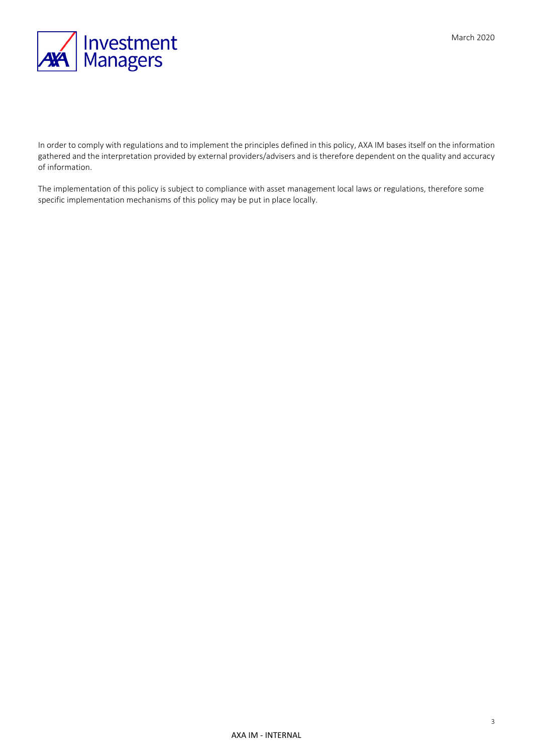In order to comply with regulations and to implement the principles defined in this policy, AXA IM bases itself on the information gathered and the interpretation provided by external providers/advisers and is therefore dependent on the quality and accuracy of information.

The implementation of this policy is subject to compliance with asset management local laws or regulations, therefore some specific implementation mechanisms of this policy may be put in place locally.